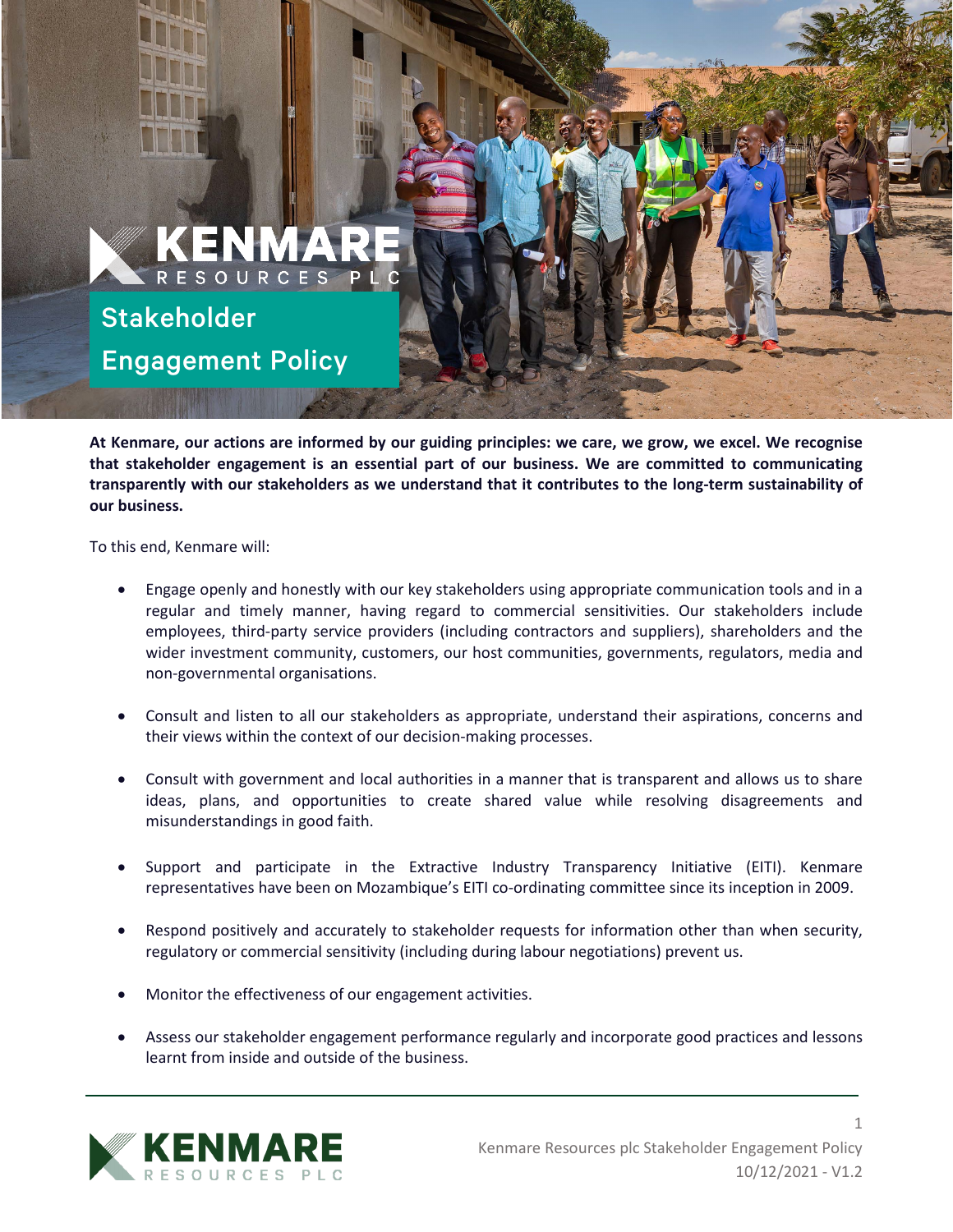# Stakeholder Engagement Policy

**At Kenmare, our actions are informed by our guiding principles: we care, we grow, we excel. We recognise that stakeholder engagement is an essential part of our business. We are committed to communicating transparently with our stakeholders as we understand that it contributes to the long-term sustainability of our business.**

To this end, Kenmare will:

- Engage openly and honestly with our key stakeholders using appropriate communication tools and in a regular and timely manner, having regard to commercial sensitivities. Our stakeholders include employees, third-party service providers (including contractors and suppliers), shareholders and the wider investment community, customers, our host communities, governments, regulators, media and non-governmental organisations.
- Consult and listen to all our stakeholders as appropriate, understand their aspirations, concerns and their views within the context of our decision-making processes.
- Consult with government and local authorities in a manner that is transparent and allows us to share ideas, plans, and opportunities to create shared value while resolving disagreements and misunderstandings in good faith.
- Support and participate in the Extractive Industry Transparency Initiative (EITI). Kenmare representatives have been on Mozambique's EITI co-ordinating committee since its inception in 2009.
- Respond positively and accurately to stakeholder requests for information other than when security, regulatory or commercial sensitivity (including during labour negotiations) prevent us.
- Monitor the effectiveness of our engagement activities.
- Assess our stakeholder engagement performance regularly and incorporate good practices and lessons learnt from inside and outside of the business.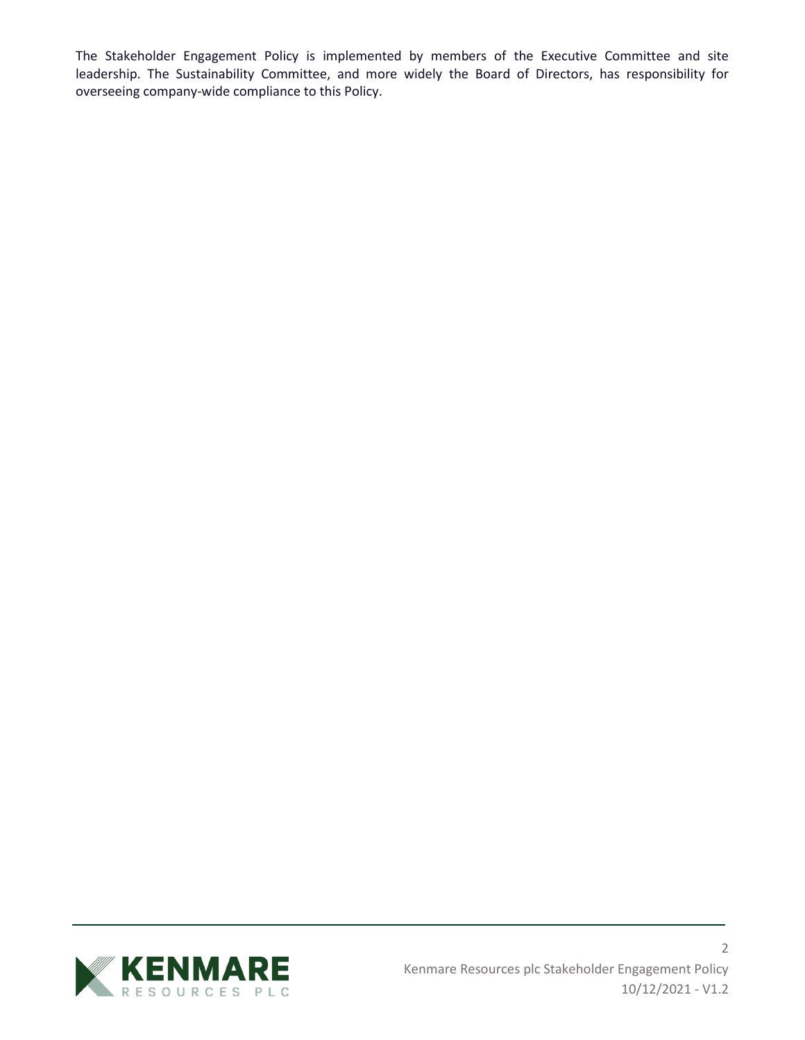The Stakeholder Engagement Policy is implemented by members of the Executive Committee and site leadership. The Sustainability Committee, and more widely the Board of Directors, has responsibility for overseeing company-wide compliance to this Policy.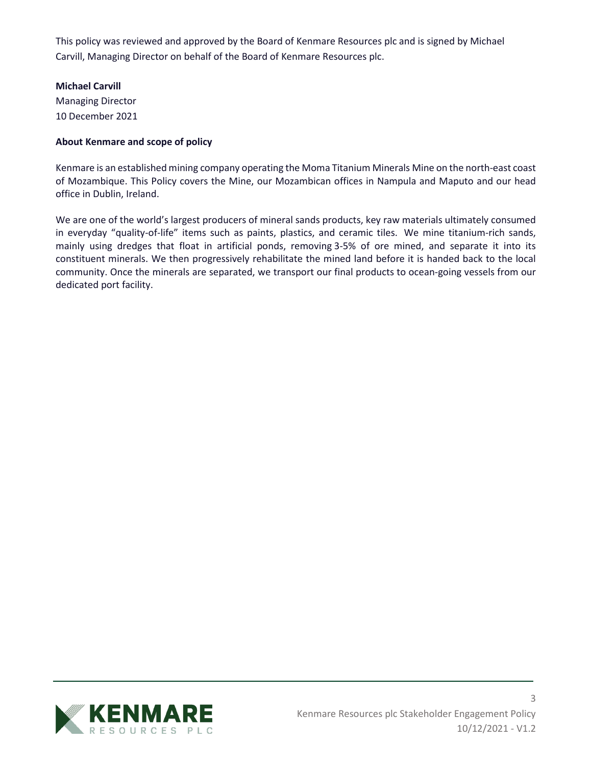This policy was reviewed and approved by the Board of Kenmare Resources plc and is signed by Michael Carvill, Managing Director on behalf of the Board of Kenmare Resources plc.

**Michael Carvill**
Managing Director
10 December 2021

**About Kenmare and scope of policy**

Kenmare is an established mining company operating the Moma Titanium Minerals Mine on the north-east coast of Mozambique. This Policy covers the Mine, our Mozambican offices in Nampula and Maputo and our head office in Dublin, Ireland.

We are one of the world's largest producers of mineral sands products, key raw materials ultimately consumed in everyday "quality-of-life" items such as paints, plastics, and ceramic tiles. We mine titanium-rich sands, mainly using dredges that float in artificial ponds, removing 3-5% of ore mined, and separate it into its constituent minerals. We then progressively rehabilitate the mined land before it is handed back to the local community. Once the minerals are separated, we transport our final products to ocean-going vessels from our dedicated port facility.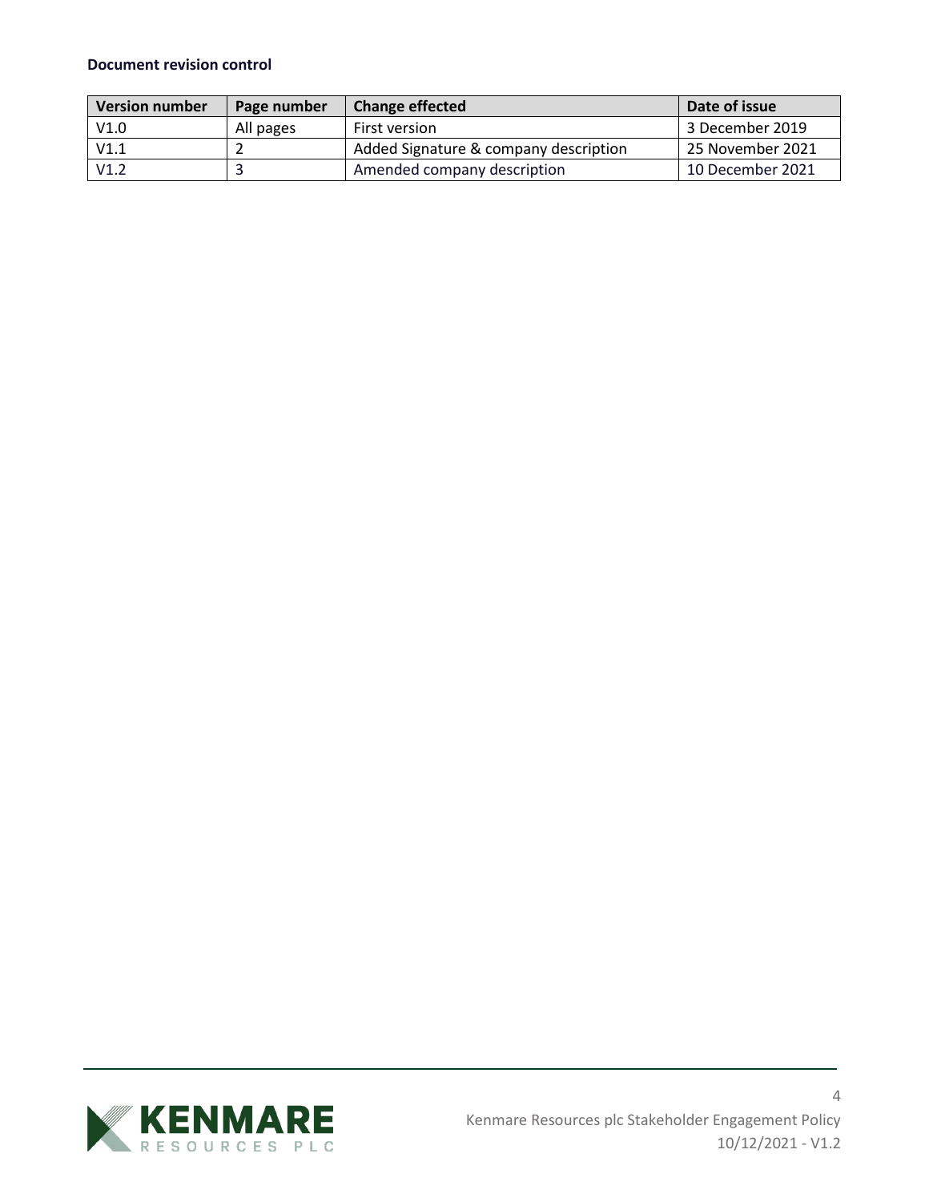**Document revision control**

| Version number | Page number | Change effected | Date of issue |
| --- | --- | --- | --- |
| V1.0 | All pages | First version | 3 December 2019 |
| V1.1 | 2 | Added Signature & company description | 25 November 2021 |
| V1.2 | 3 | Amended company description | 10 December 2021 |